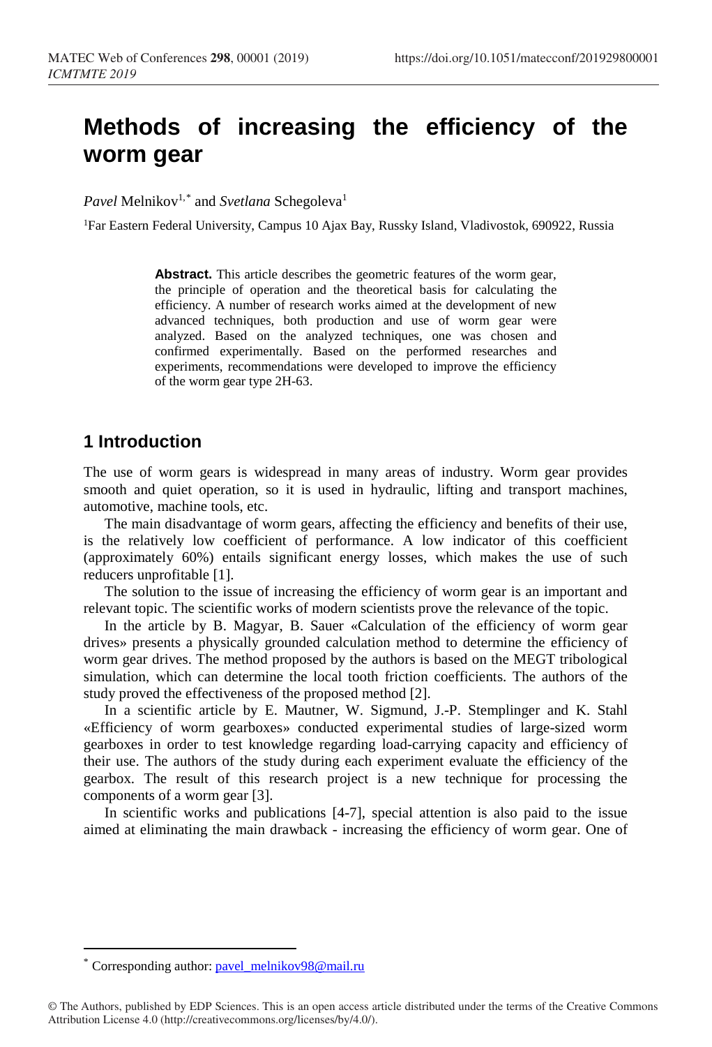# Methods of increasing the efficiency of the worm gear

*Pavel* Melnikov[1,*] and *Svetlana* Schegoleva[1]

[1]Far Eastern Federal University, Campus 10 Ajax Bay, Russky Island, Vladivostok, 690922, Russia

**Abstract.** This article describes the geometric features of the worm gear, the principle of operation and the theoretical basis for calculating the efficiency. A number of research works aimed at the development of new advanced techniques, both production and use of worm gear were analyzed. Based on the analyzed techniques, one was chosen and confirmed experimentally. Based on the performed researches and experiments, recommendations were developed to improve the efficiency of the worm gear type 2H-63.

## 1 Introduction

The use of worm gears is widespread in many areas of industry. Worm gear provides smooth and quiet operation, so it is used in hydraulic, lifting and transport machines, automotive, machine tools, etc.

The main disadvantage of worm gears, affecting the efficiency and benefits of their use, is the relatively low coefficient of performance. A low indicator of this coefficient (approximately 60%) entails significant energy losses, which makes the use of such reducers unprofitable [1].

The solution to the issue of increasing the efficiency of worm gear is an important and relevant topic. The scientific works of modern scientists prove the relevance of the topic.

In the article by B. Magyar, B. Sauer «Calculation of the efficiency of worm gear drives» presents a physically grounded calculation method to determine the efficiency of worm gear drives. The method proposed by the authors is based on the MEGT tribological simulation, which can determine the local tooth friction coefficients. The authors of the study proved the effectiveness of the proposed method [2].

In a scientific article by E. Mautner, W. Sigmund, J.-P. Stemplinger and K. Stahl «Efficiency of worm gearboxes» conducted experimental studies of large-sized worm gearboxes in order to test knowledge regarding load-carrying capacity and efficiency of their use. The authors of the study during each experiment evaluate the efficiency of the gearbox. The result of this research project is a new technique for processing the components of a worm gear [3].

In scientific works and publications [4-7], special attention is also paid to the issue aimed at eliminating the main drawback - increasing the efficiency of worm gear. One of

* Corresponding author: pavel_melnikov98@mail.ru

© The Authors, published by EDP Sciences. This is an open access article distributed under the terms of the Creative Commons Attribution License 4.0 (http://creativecommons.org/licenses/by/4.0/).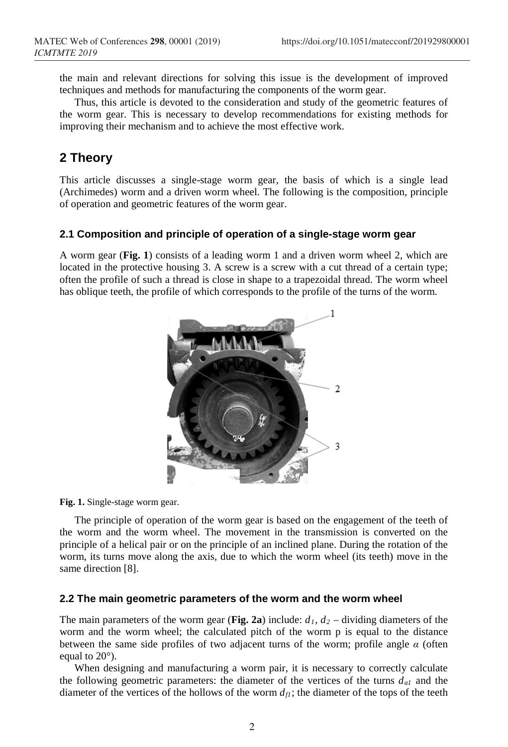the main and relevant directions for solving this issue is the development of improved techniques and methods for manufacturing the components of the worm gear.

Thus, this article is devoted to the consideration and study of the geometric features of the worm gear. This is necessary to develop recommendations for existing methods for improving their mechanism and to achieve the most effective work.

## 2 Theory

This article discusses a single-stage worm gear, the basis of which is a single lead (Archimedes) worm and a driven worm wheel. The following is the composition, principle of operation and geometric features of the worm gear.

### 2.1 Composition and principle of operation of a single-stage worm gear

A worm gear (**Fig. 1**) consists of a leading worm 1 and a driven worm wheel 2, which are located in the protective housing 3. A screw is a screw with a cut thread of a certain type; often the profile of such a thread is close in shape to a trapezoidal thread. The worm wheel has oblique teeth, the profile of which corresponds to the profile of the turns of the worm.

**Fig. 1.** Single-stage worm gear.

The principle of operation of the worm gear is based on the engagement of the teeth of the worm and the worm wheel. The movement in the transmission is converted on the principle of a helical pair or on the principle of an inclined plane. During the rotation of the worm, its turns move along the axis, due to which the worm wheel (its teeth) move in the same direction [8].

### 2.2 The main geometric parameters of the worm and the worm wheel

The main parameters of the worm gear (**Fig. 2a**) include: $d_1$, $d_2$ – dividing diameters of the worm and the worm wheel; the calculated pitch of the worm p is equal to the distance between the same side profiles of two adjacent turns of the worm; profile angle $\alpha$ (often equal to 20°).

When designing and manufacturing a worm pair, it is necessary to correctly calculate the following geometric parameters: the diameter of the vertices of the turns $d_{a1}$ and the diameter of the vertices of the hollows of the worm $d_{f1}$; the diameter of the tops of the teeth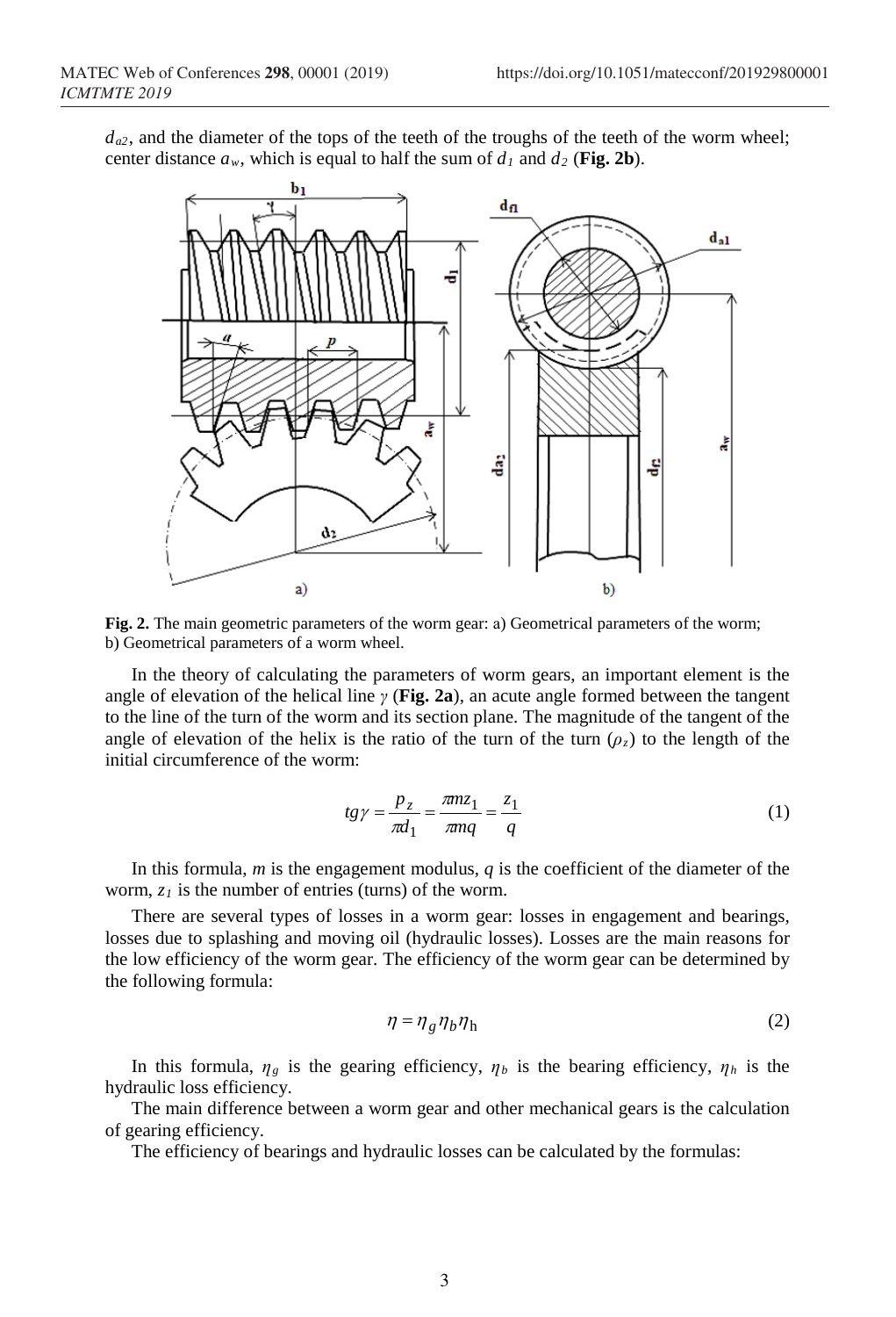$d_{a2}$, and the diameter of the tops of the teeth of the troughs of the teeth of the worm wheel; center distance $a_w$, which is equal to half the sum of $d_1$ and $d_2$ (**Fig. 2b**).

**Fig. 2.** The main geometric parameters of the worm gear: a) Geometrical parameters of the worm; b) Geometrical parameters of a worm wheel.

In the theory of calculating the parameters of worm gears, an important element is the angle of elevation of the helical line $\gamma$ (**Fig. 2a**), an acute angle formed between the tangent to the line of the turn of the worm and its section plane. The magnitude of the tangent of the angle of elevation of the helix is the ratio of the turn of the turn ($\rho_z$) to the length of the initial circumference of the worm:

$$tg\gamma = \frac{p_z}{\pi d_1} = \frac{\pi m z_1}{\pi m q} = \frac{z_1}{q} \tag{1}$$

In this formula, $m$ is the engagement modulus, $q$ is the coefficient of the diameter of the worm, $z_1$ is the number of entries (turns) of the worm.

There are several types of losses in a worm gear: losses in engagement and bearings, losses due to splashing and moving oil (hydraulic losses). Losses are the main reasons for the low efficiency of the worm gear. The efficiency of the worm gear can be determined by the following formula:

$$\eta = \eta_g \eta_b \eta_h \tag{2}$$

In this formula, $\eta_g$ is the gearing efficiency, $\eta_b$ is the bearing efficiency, $\eta_h$ is the hydraulic loss efficiency.

The main difference between a worm gear and other mechanical gears is the calculation of gearing efficiency.

The efficiency of bearings and hydraulic losses can be calculated by the formulas: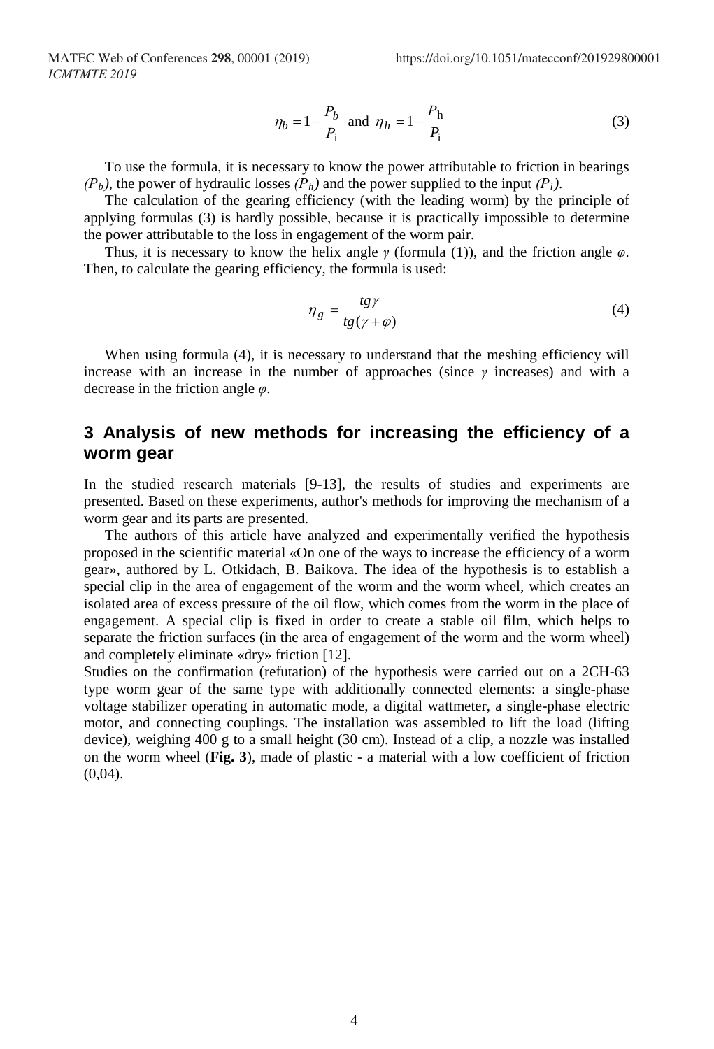$$\eta_b = 1 - \frac{P_b}{P_\mathrm{i}} \text{ and } \eta_h = 1 - \frac{P_\mathrm{h}}{P_\mathrm{i}} \tag{3}$$

To use the formula, it is necessary to know the power attributable to friction in bearings $(P_b)$, the power of hydraulic losses $(P_h)$ and the power supplied to the input $(P_i)$.

The calculation of the gearing efficiency (with the leading worm) by the principle of applying formulas (3) is hardly possible, because it is practically impossible to determine the power attributable to the loss in engagement of the worm pair.

Thus, it is necessary to know the helix angle $\gamma$ (formula (1)), and the friction angle $\varphi$. Then, to calculate the gearing efficiency, the formula is used:

$$\eta_g = \frac{tg\gamma}{tg(\gamma + \varphi)} \tag{4}$$

When using formula (4), it is necessary to understand that the meshing efficiency will increase with an increase in the number of approaches (since $\gamma$ increases) and with a decrease in the friction angle $\varphi$.

## 3 Analysis of new methods for increasing the efficiency of a worm gear

In the studied research materials [9-13], the results of studies and experiments are presented. Based on these experiments, author's methods for improving the mechanism of a worm gear and its parts are presented.

The authors of this article have analyzed and experimentally verified the hypothesis proposed in the scientific material «On one of the ways to increase the efficiency of a worm gear», authored by L. Otkidach, B. Baikova. The idea of the hypothesis is to establish a special clip in the area of engagement of the worm and the worm wheel, which creates an isolated area of excess pressure of the oil flow, which comes from the worm in the place of engagement. A special clip is fixed in order to create a stable oil film, which helps to separate the friction surfaces (in the area of engagement of the worm and the worm wheel) and completely eliminate «dry» friction [12].

Studies on the confirmation (refutation) of the hypothesis were carried out on a 2CH-63 type worm gear of the same type with additionally connected elements: a single-phase voltage stabilizer operating in automatic mode, a digital wattmeter, a single-phase electric motor, and connecting couplings. The installation was assembled to lift the load (lifting device), weighing 400 g to a small height (30 cm). Instead of a clip, a nozzle was installed on the worm wheel (**Fig. 3**), made of plastic - a material with a low coefficient of friction (0,04).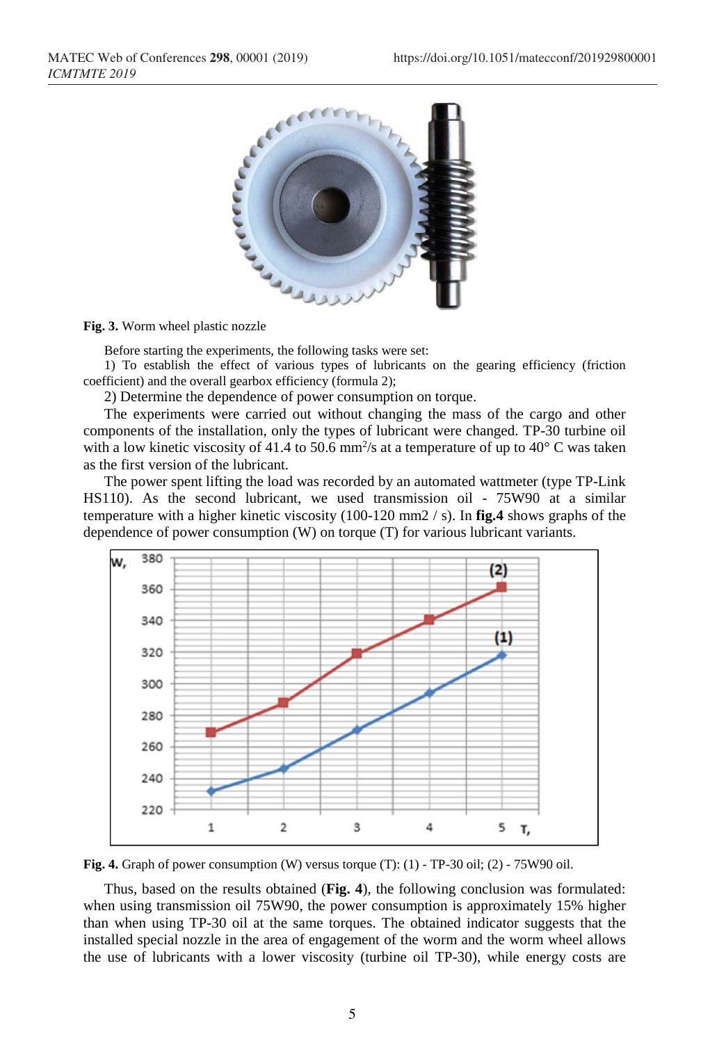**Fig. 3.** Worm wheel plastic nozzle

Before starting the experiments, the following tasks were set:

1) To establish the effect of various types of lubricants on the gearing efficiency (friction coefficient) and the overall gearbox efficiency (formula 2);

2) Determine the dependence of power consumption on torque.

The experiments were carried out without changing the mass of the cargo and other components of the installation, only the types of lubricant were changed. TP-30 turbine oil with a low kinetic viscosity of 41.4 to 50.6 $mm^2/s$ at a temperature of up to 40° C was taken as the first version of the lubricant.

The power spent lifting the load was recorded by an automated wattmeter (type TP-Link HS110). As the second lubricant, we used transmission oil - 75W90 at a similar temperature with a higher kinetic viscosity (100-120 mm2 / s). In **fig.4** shows graphs of the dependence of power consumption (W) on torque (T) for various lubricant variants.

**Fig. 4.** Graph of power consumption (W) versus torque (T): (1) - TP-30 oil; (2) - 75W90 oil.

Thus, based on the results obtained (**Fig. 4**), the following conclusion was formulated: when using transmission oil 75W90, the power consumption is approximately 15% higher than when using TP-30 oil at the same torques. The obtained indicator suggests that the installed special nozzle in the area of engagement of the worm and the worm wheel allows the use of lubricants with a lower viscosity (turbine oil TP-30), while energy costs are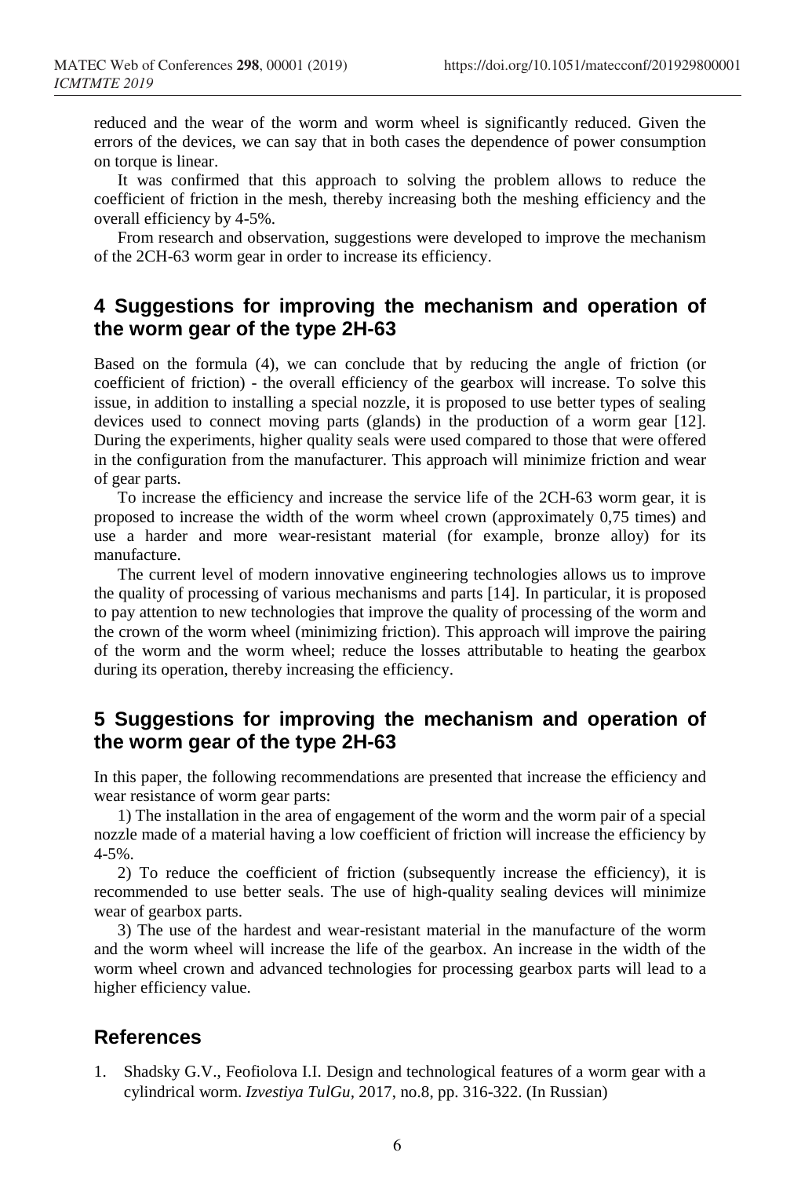reduced and the wear of the worm and worm wheel is significantly reduced. Given the errors of the devices, we can say that in both cases the dependence of power consumption on torque is linear.

It was confirmed that this approach to solving the problem allows to reduce the coefficient of friction in the mesh, thereby increasing both the meshing efficiency and the overall efficiency by 4-5%.

From research and observation, suggestions were developed to improve the mechanism of the 2CH-63 worm gear in order to increase its efficiency.

## 4 Suggestions for improving the mechanism and operation of the worm gear of the type 2H-63

Based on the formula (4), we can conclude that by reducing the angle of friction (or coefficient of friction) - the overall efficiency of the gearbox will increase. To solve this issue, in addition to installing a special nozzle, it is proposed to use better types of sealing devices used to connect moving parts (glands) in the production of a worm gear [12]. During the experiments, higher quality seals were used compared to those that were offered in the configuration from the manufacturer. This approach will minimize friction and wear of gear parts.

To increase the efficiency and increase the service life of the 2CH-63 worm gear, it is proposed to increase the width of the worm wheel crown (approximately 0,75 times) and use a harder and more wear-resistant material (for example, bronze alloy) for its manufacture.

The current level of modern innovative engineering technologies allows us to improve the quality of processing of various mechanisms and parts [14]. In particular, it is proposed to pay attention to new technologies that improve the quality of processing of the worm and the crown of the worm wheel (minimizing friction). This approach will improve the pairing of the worm and the worm wheel; reduce the losses attributable to heating the gearbox during its operation, thereby increasing the efficiency.

## 5 Suggestions for improving the mechanism and operation of the worm gear of the type 2H-63

In this paper, the following recommendations are presented that increase the efficiency and wear resistance of worm gear parts:

1) The installation in the area of engagement of the worm and the worm pair of a special nozzle made of a material having a low coefficient of friction will increase the efficiency by 4-5%.

2) To reduce the coefficient of friction (subsequently increase the efficiency), it is recommended to use better seals. The use of high-quality sealing devices will minimize wear of gearbox parts.

3) The use of the hardest and wear-resistant material in the manufacture of the worm and the worm wheel will increase the life of the gearbox. An increase in the width of the worm wheel crown and advanced technologies for processing gearbox parts will lead to a higher efficiency value.

## References

1. Shadsky G.V., Feofiolova I.I. Design and technological features of a worm gear with a cylindrical worm. *Izvestiya TulGu*, 2017, no.8, pp. 316-322. (In Russian)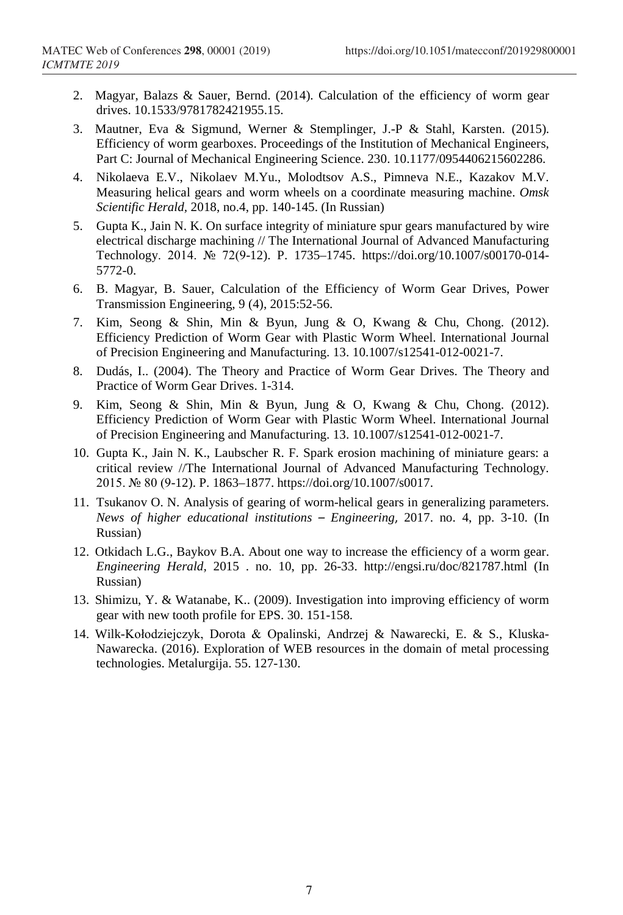2. Magyar, Balazs & Sauer, Bernd. (2014). Calculation of the efficiency of worm gear drives. 10.1533/9781782421955.15.
3. Mautner, Eva & Sigmund, Werner & Stemplinger, J.-P & Stahl, Karsten. (2015). Efficiency of worm gearboxes. Proceedings of the Institution of Mechanical Engineers, Part C: Journal of Mechanical Engineering Science. 230. 10.1177/0954406215602286.
4. Nikolaeva E.V., Nikolaev M.Yu., Molodtsov A.S., Pimneva N.E., Kazakov M.V. Measuring helical gears and worm wheels on a coordinate measuring machine. *Omsk Scientific Herald*, 2018, no.4, pp. 140-145. (In Russian)
5. Gupta K., Jain N. K. On surface integrity of miniature spur gears manufactured by wire electrical discharge machining // The International Journal of Advanced Manufacturing Technology. 2014. № 72(9-12). P. 1735–1745. https://doi.org/10.1007/s00170-014-5772-0.
6. B. Magyar, B. Sauer, Calculation of the Efficiency of Worm Gear Drives, Power Transmission Engineering, 9 (4), 2015:52-56.
7. Kim, Seong & Shin, Min & Byun, Jung & O, Kwang & Chu, Chong. (2012). Efficiency Prediction of Worm Gear with Plastic Worm Wheel. International Journal of Precision Engineering and Manufacturing. 13. 10.1007/s12541-012-0021-7.
8. Dudás, I.. (2004). The Theory and Practice of Worm Gear Drives. The Theory and Practice of Worm Gear Drives. 1-314.
9. Kim, Seong & Shin, Min & Byun, Jung & O, Kwang & Chu, Chong. (2012). Efficiency Prediction of Worm Gear with Plastic Worm Wheel. International Journal of Precision Engineering and Manufacturing. 13. 10.1007/s12541-012-0021-7.
10. Gupta K., Jain N. K., Laubscher R. F. Spark erosion machining of miniature gears: a critical review //The International Journal of Advanced Manufacturing Technology. 2015. № 80 (9-12). P. 1863–1877. https://doi.org/10.1007/s0017.
11. Tsukanov O. N. Analysis of gearing of worm-helical gears in generalizing parameters. *News of higher educational institutions – Engineering,* 2017. no. 4, pp. 3-10. (In Russian)
12. Otkidach L.G., Baykov B.A. About one way to increase the efficiency of a worm gear. *Engineering Herald*, 2015 . no. 10, pp. 26-33. http://engsi.ru/doc/821787.html (In Russian)
13. Shimizu, Y. & Watanabe, K.. (2009). Investigation into improving efficiency of worm gear with new tooth profile for EPS. 30. 151-158.
14. Wilk-Kołodziejczyk, Dorota & Opalinski, Andrzej & Nawarecki, E. & S., Kluska-Nawarecka. (2016). Exploration of WEB resources in the domain of metal processing technologies. Metalurgija. 55. 127-130.